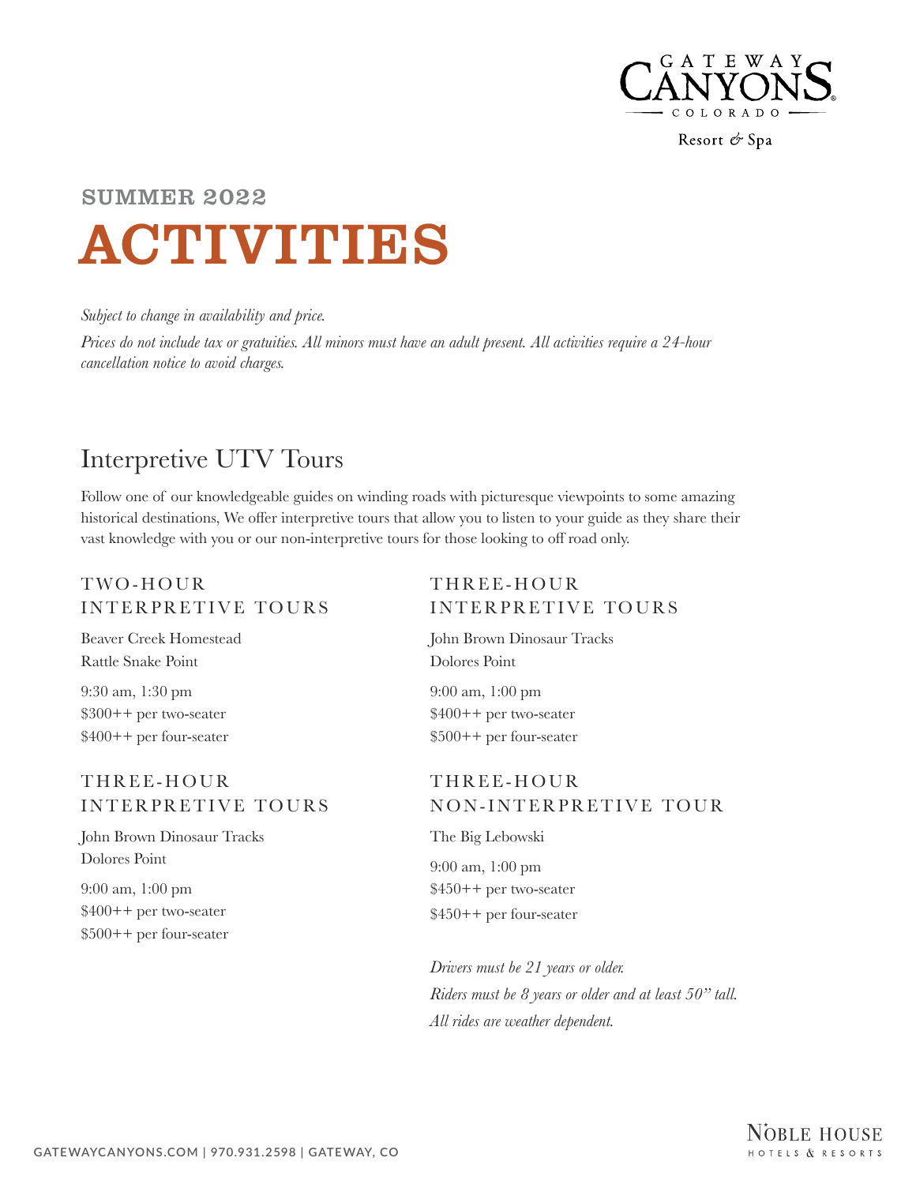Gateway Canyons Colorado Resort & Spa

## SUMMER 2022

# ACTIVITIES

*Subject to change in availability and price.*

*Prices do not include tax or gratuities. All minors must have an adult present. All activities require a 24-hour cancellation notice to avoid charges.*

## Interpretive UTV Tours

Follow one of our knowledgeable guides on winding roads with picturesque viewpoints to some amazing historical destinations, We offer interpretive tours that allow you to listen to your guide as they share their vast knowledge with you or our non-interpretive tours for those looking to off road only.

### TWO-HOUR INTERPRETIVE TOURS

Beaver Creek Homestead
Rattle Snake Point

9:30 am, 1:30 pm
$300++ per two-seater
$400++ per four-seater

### THREE-HOUR INTERPRETIVE TOURS

John Brown Dinosaur Tracks
Dolores Point

9:00 am, 1:00 pm
$400++ per two-seater
$500++ per four-seater

### THREE-HOUR INTERPRETIVE TOURS

John Brown Dinosaur Tracks
Dolores Point

9:00 am, 1:00 pm
$400++ per two-seater
$500++ per four-seater

### THREE-HOUR NON-INTERPRETIVE TOUR

The Big Lebowski

9:00 am, 1:00 pm
$450++ per two-seater
$450++ per four-seater

*Drivers must be 21 years or older.*
*Riders must be 8 years or older and at least 50" tall.*
*All rides are weather dependent.*

GATEWAYCANYONS.COM | 970.931.2598 | GATEWAY, CO

Noble House Hotels & Resorts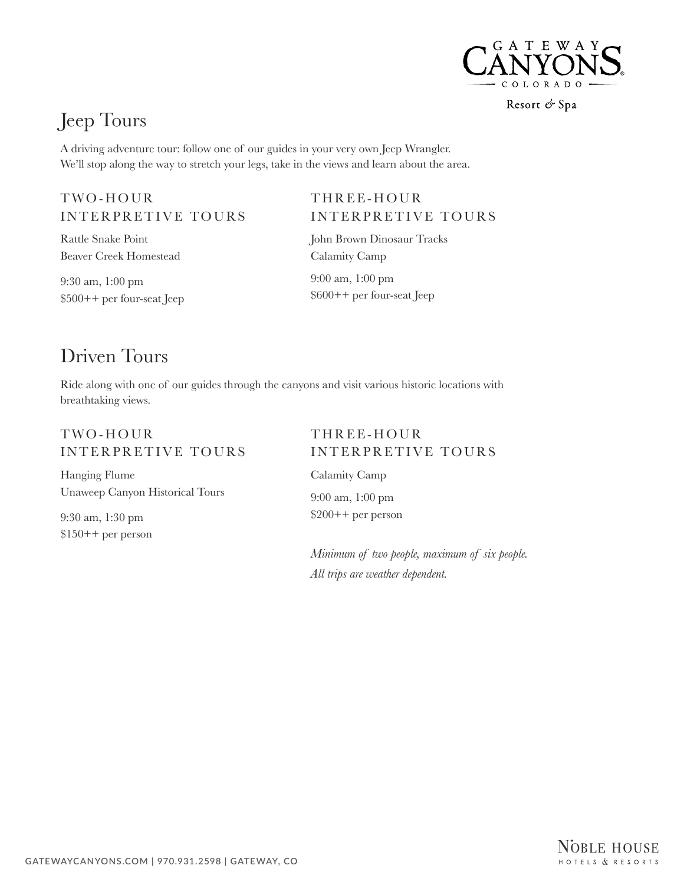# Jeep Tours

A driving adventure tour: follow one of our guides in your very own Jeep Wrangler.
We'll stop along the way to stretch your legs, take in the views and learn about the area.

### TWO-HOUR INTERPRETIVE TOURS

Rattle Snake Point
Beaver Creek Homestead

9:30 am, 1:00 pm
$500++ per four-seat Jeep

### THREE-HOUR INTERPRETIVE TOURS

John Brown Dinosaur Tracks
Calamity Camp

9:00 am, 1:00 pm
$600++ per four-seat Jeep

# Driven Tours

Ride along with one of our guides through the canyons and visit various historic locations with breathtaking views.

### TWO-HOUR INTERPRETIVE TOURS

Hanging Flume
Unaweep Canyon Historical Tours

9:30 am, 1:30 pm
$150++ per person

### THREE-HOUR INTERPRETIVE TOURS

Calamity Camp

9:00 am, 1:00 pm
$200++ per person

*Minimum of two people, maximum of six people.*
*All trips are weather dependent.*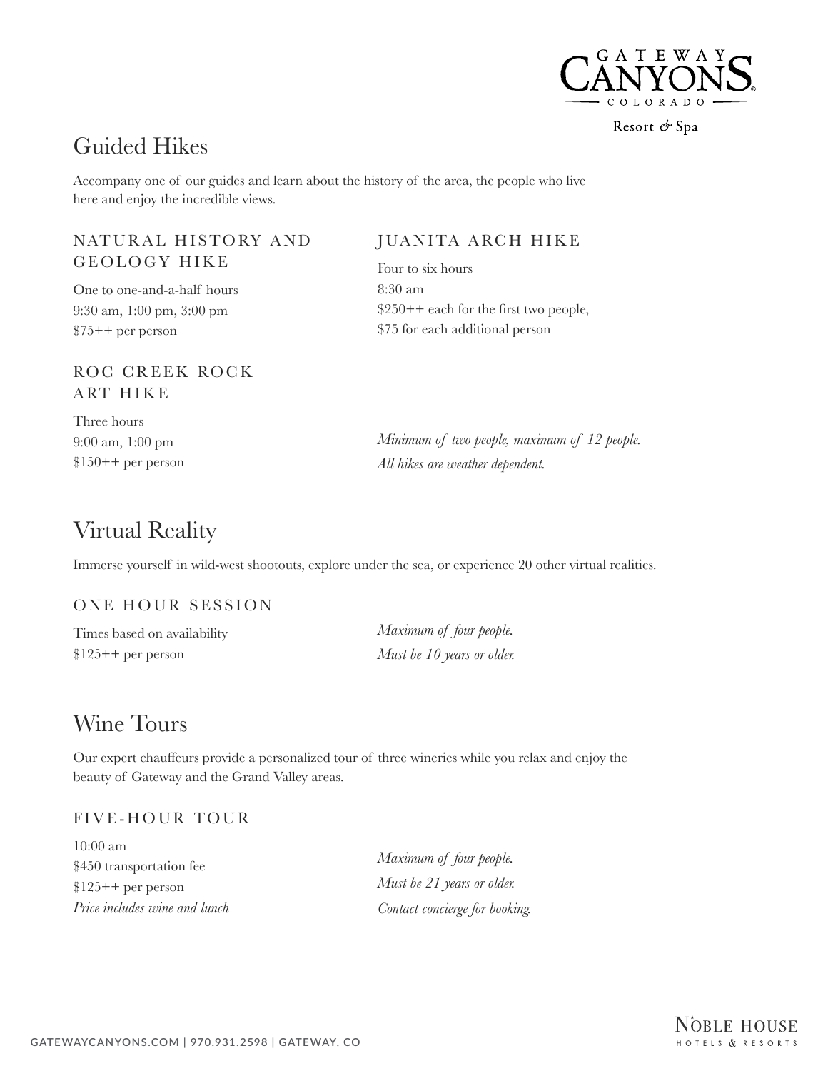## Guided Hikes

Accompany one of our guides and learn about the history of the area, the people who live here and enjoy the incredible views.

### NATURAL HISTORY AND GEOLOGY HIKE

One to one-and-a-half hours
9:30 am, 1:00 pm, 3:00 pm
$75++ per person

### ROC CREEK ROCK ART HIKE

Three hours
9:00 am, 1:00 pm
$150++ per person

### JUANITA ARCH HIKE

Four to six hours
8:30 am
$250++ each for the first two people,
$75 for each additional person

*Minimum of two people, maximum of 12 people.*
*All hikes are weather dependent.*

## Virtual Reality

Immerse yourself in wild-west shootouts, explore under the sea, or experience 20 other virtual realities.

### ONE HOUR SESSION

Times based on availability
$125++ per person

*Maximum of four people.*
*Must be 10 years or older.*

## Wine Tours

Our expert chauffeurs provide a personalized tour of three wineries while you relax and enjoy the beauty of Gateway and the Grand Valley areas.

### FIVE-HOUR TOUR

10:00 am
$450 transportation fee
$125++ per person
*Price includes wine and lunch*

*Maximum of four people.*
*Must be 21 years or older.*
*Contact concierge for booking.*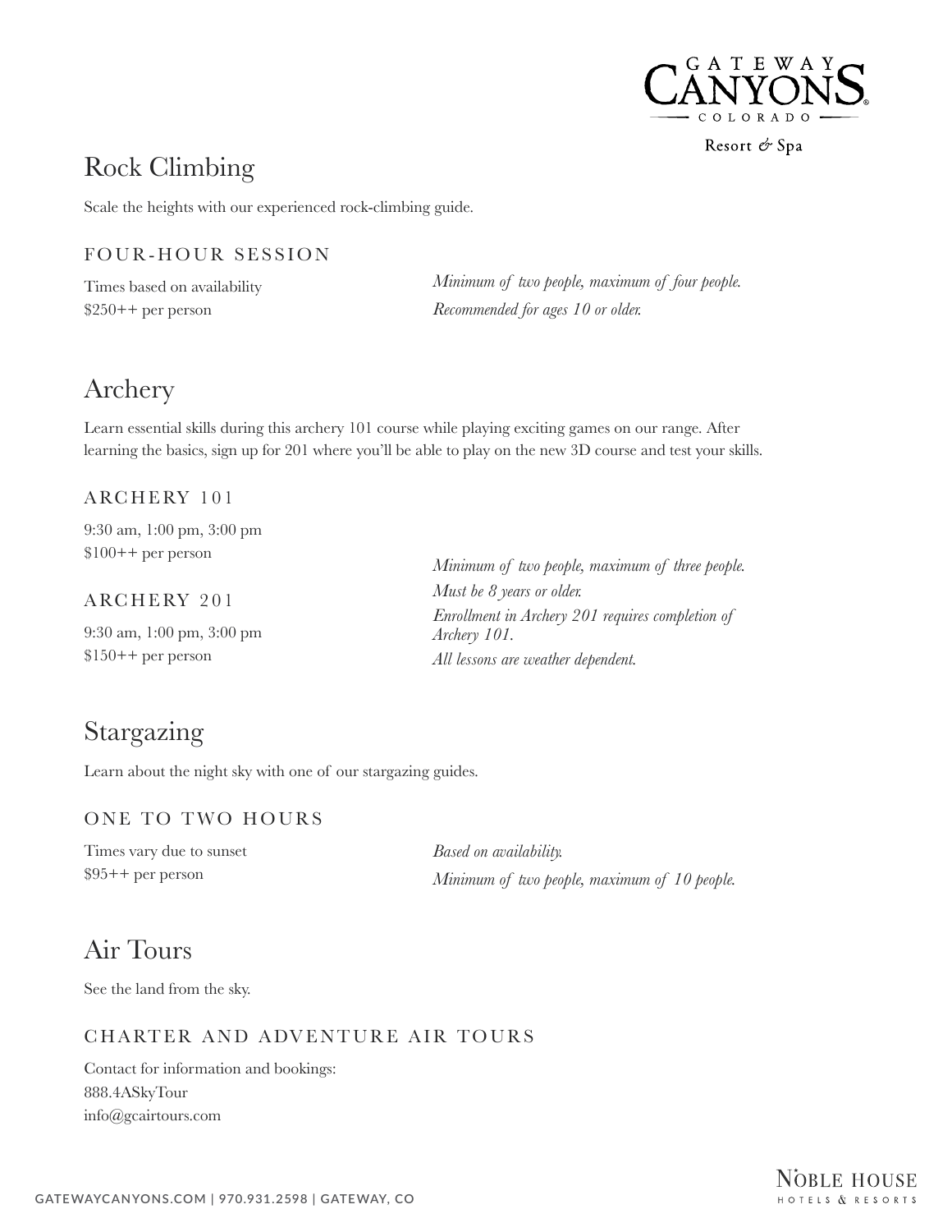# Rock Climbing

Scale the heights with our experienced rock-climbing guide.

### FOUR-HOUR SESSION

Times based on availability
$250++ per person

*Minimum of two people, maximum of four people.*
*Recommended for ages 10 or older.*

# Archery

Learn essential skills during this archery 101 course while playing exciting games on our range. After learning the basics, sign up for 201 where you'll be able to play on the new 3D course and test your skills.

### ARCHERY 101

9:30 am, 1:00 pm, 3:00 pm
$100++ per person

### ARCHERY 201

9:30 am, 1:00 pm, 3:00 pm
$150++ per person

*Minimum of two people, maximum of three people.*
*Must be 8 years or older.*
*Enrollment in Archery 201 requires completion of Archery 101.*
*All lessons are weather dependent.*

# Stargazing

Learn about the night sky with one of our stargazing guides.

### ONE TO TWO HOURS

Times vary due to sunset
$95++ per person

*Based on availability.*
*Minimum of two people, maximum of 10 people.*

# Air Tours

See the land from the sky.

### CHARTER AND ADVENTURE AIR TOURS

Contact for information and bookings:
888.4ASkyTour
info@gcairtours.com